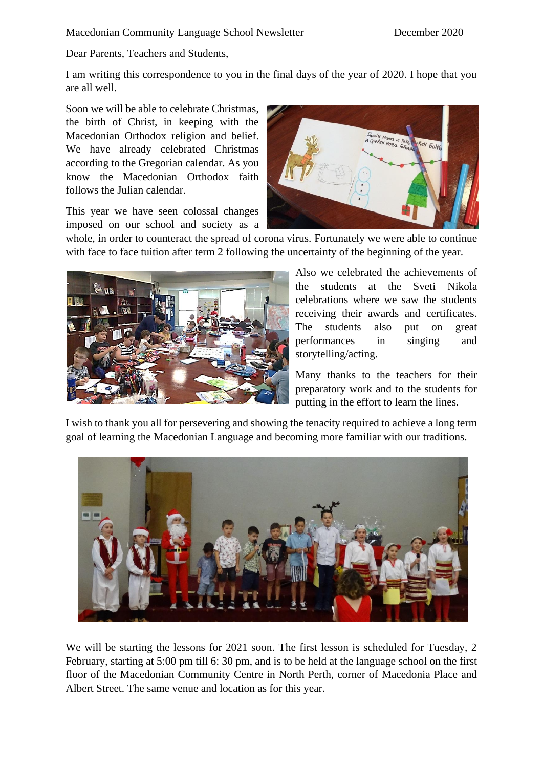Macedonian Community Language School Newsletter December 2020

Dear Parents, Teachers and Students,

I am writing this correspondence to you in the final days of the year of 2020. I hope that you are all well.

Soon we will be able to celebrate Christmas, the birth of Christ, in keeping with the Macedonian Orthodox religion and belief. We have already celebrated Christmas according to the Gregorian calendar. As you know the Macedonian Orthodox faith follows the Julian calendar.

This year we have seen colossal changes imposed on our school and society as a whole, in order to counteract the spread of corona virus. Fortunately we were able to continue with face to face tuition after term 2 following the uncertainty of the beginning of the year.

Also we celebrated the achievements of the students at the Sveti Nikola celebrations where we saw the students receiving their awards and certificates. The students also put on great performances in singing and storytelling/acting.

Many thanks to the teachers for their preparatory work and to the students for putting in the effort to learn the lines.

I wish to thank you all for persevering and showing the tenacity required to achieve a long term goal of learning the Macedonian Language and becoming more familiar with our traditions.

We will be starting the lessons for 2021 soon. The first lesson is scheduled for Tuesday, 2 February, starting at 5:00 pm till 6: 30 pm, and is to be held at the language school on the first floor of the Macedonian Community Centre in North Perth, corner of Macedonia Place and Albert Street. The same venue and location as for this year.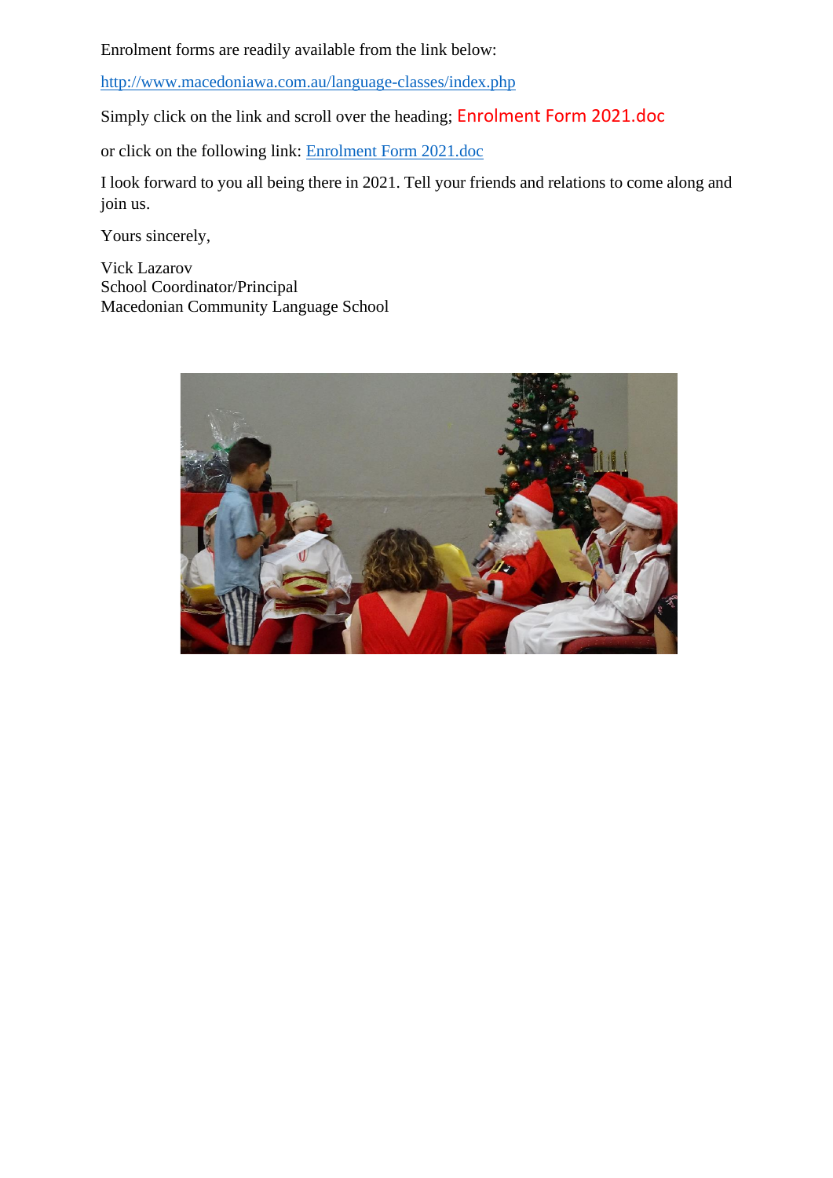Enrolment forms are readily available from the link below:

http://www.macedoniawa.com.au/language-classes/index.php

Simply click on the link and scroll over the heading; Enrolment Form 2021.doc

or click on the following link: Enrolment Form 2021.doc

I look forward to you all being there in 2021. Tell your friends and relations to come along and join us.

Yours sincerely,

Vick Lazarov
School Coordinator/Principal
Macedonian Community Language School